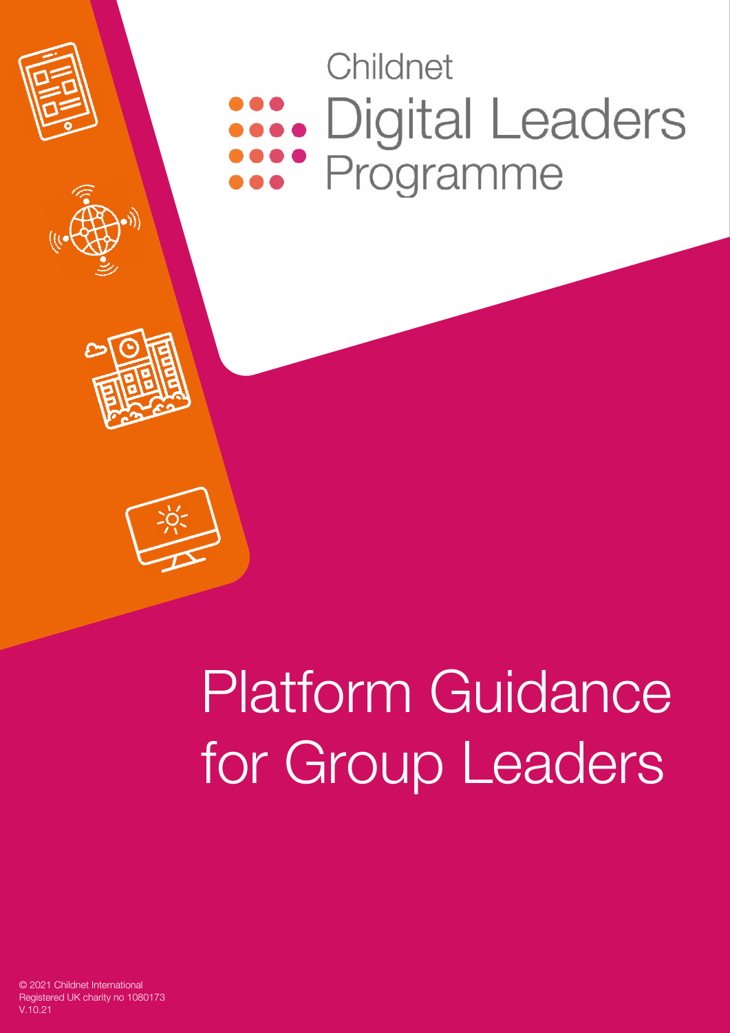Childnet

Digital Leaders Programme

# Platform Guidance for Group Leaders

© 2021 Childnet International
Registered UK charity no 1080173
V.10.21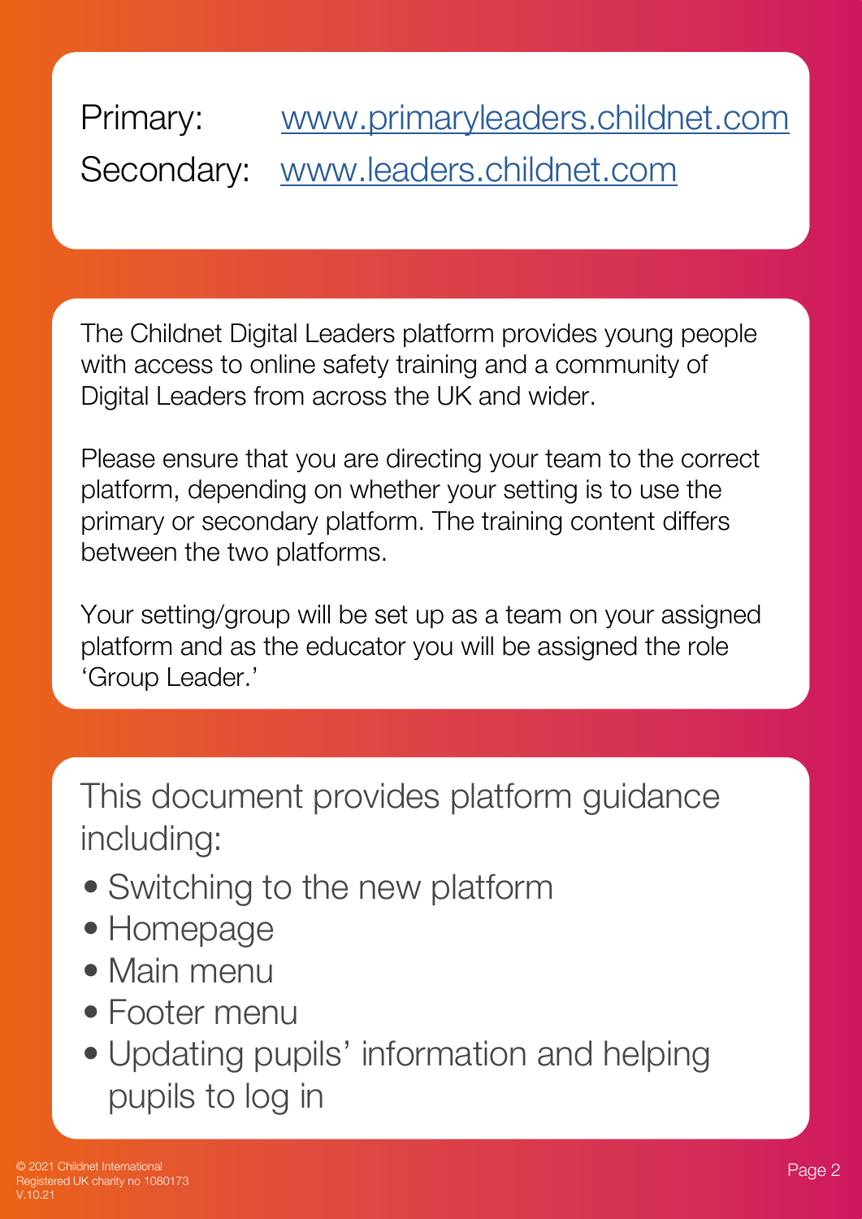Primary: [www.primaryleaders.childnet.com](http://www.primaryleaders.childnet.com)
Secondary: [www.leaders.childnet.com](http://www.leaders.childnet.com)

The Childnet Digital Leaders platform provides young people with access to online safety training and a community of Digital Leaders from across the UK and wider.

Please ensure that you are directing your team to the correct platform, depending on whether your setting is to use the primary or secondary platform. The training content differs between the two platforms.

Your setting/group will be set up as a team on your assigned platform and as the educator you will be assigned the role 'Group Leader.'

This document provides platform guidance including:

- Switching to the new platform
- Homepage
- Main menu
- Footer menu
- Updating pupils' information and helping pupils to log in

© 2021 Childnet International
Registered UK charity no 1080173
V.10.21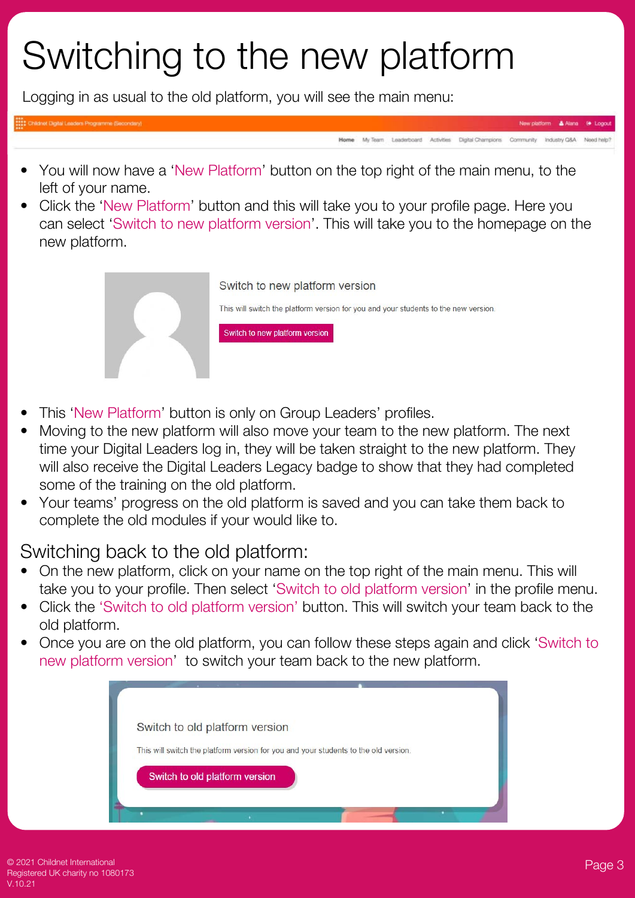# Switching to the new platform

Logging in as usual to the old platform, you will see the main menu:

- You will now have a 'New Platform' button on the top right of the main menu, to the left of your name.
- Click the 'New Platform' button and this will take you to your profile page. Here you can select 'Switch to new platform version'. This will take you to the homepage on the new platform.

- This 'New Platform' button is only on Group Leaders' profiles.
- Moving to the new platform will also move your team to the new platform. The next time your Digital Leaders log in, they will be taken straight to the new platform. They will also receive the Digital Leaders Legacy badge to show that they had completed some of the training on the old platform.
- Your teams' progress on the old platform is saved and you can take them back to complete the old modules if your would like to.

## Switching back to the old platform:

- On the new platform, click on your name on the top right of the main menu. This will take you to your profile. Then select 'Switch to old platform version' in the profile menu.
- Click the 'Switch to old platform version' button. This will switch your team back to the old platform.
- Once you are on the old platform, you can follow these steps again and click 'Switch to new platform version' to switch your team back to the new platform.

© 2021 Childnet International
Registered UK charity no 1080173
V.10.21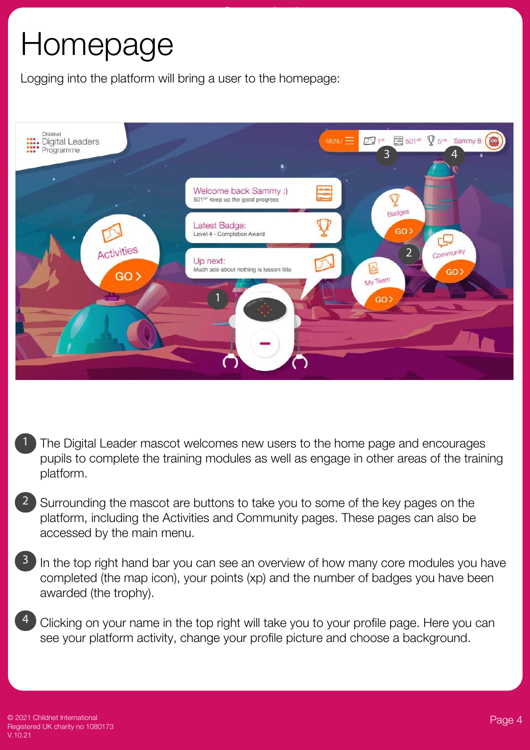# Homepage

Logging into the platform will bring a user to the homepage:

1. The Digital Leader mascot welcomes new users to the home page and encourages pupils to complete the training modules as well as engage in other areas of the training platform.

2. Surrounding the mascot are buttons to take you to some of the key pages on the platform, including the Activities and Community pages. These pages can also be accessed by the main menu.

3. In the top right hand bar you can see an overview of how many core modules you have completed (the map icon), your points (xp) and the number of badges you have been awarded (the trophy).

4. Clicking on your name in the top right will take you to your profile page. Here you can see your platform activity, change your profile picture and choose a background.

© 2021 Childnet International
Registered UK charity no 1080173
V.10.21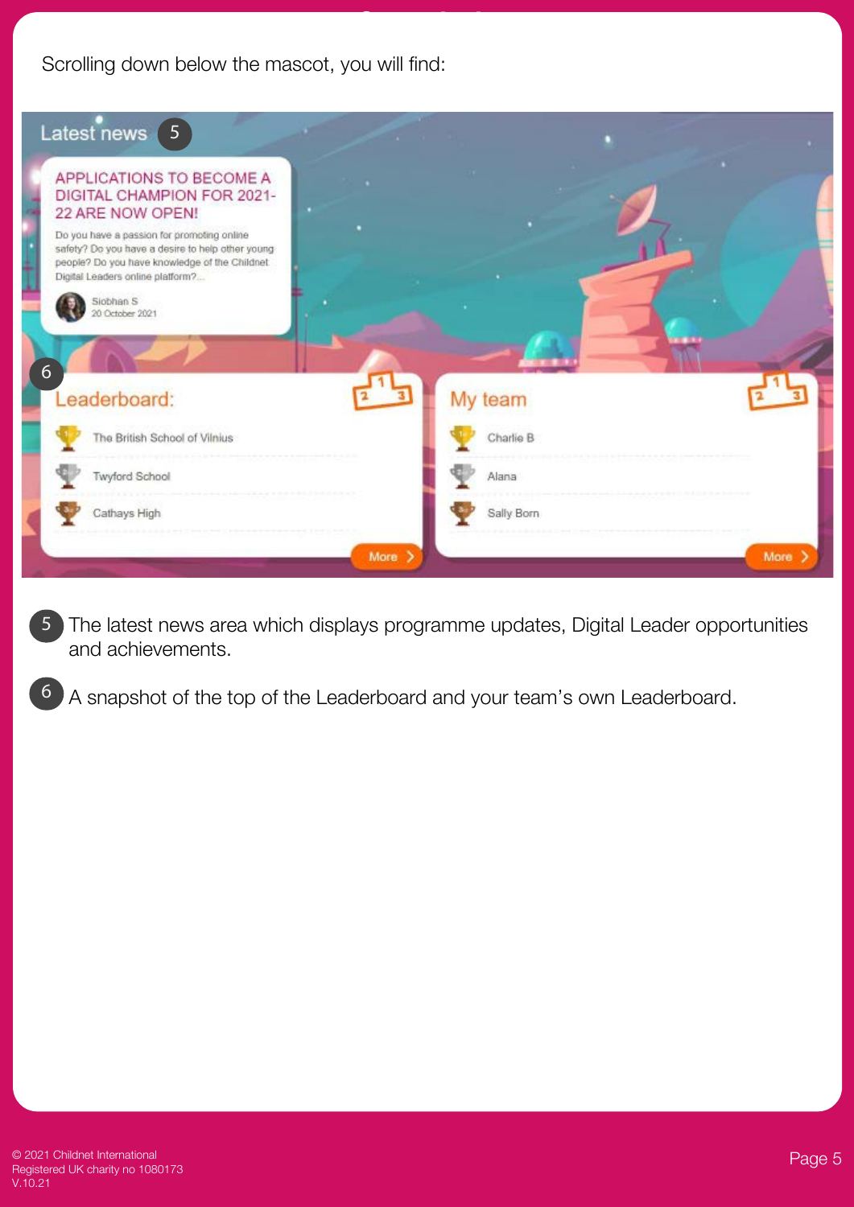Scrolling down below the mascot, you will find:

Latest news 5

APPLICATIONS TO BECOME A DIGITAL CHAMPION FOR 2021-22 ARE NOW OPEN!

Do you have a passion for promoting online safety? Do you have a desire to help other young people? Do you have knowledge of the Childnet Digital Leaders online platform?...

Siobhan S
20 October 2021

6

Leaderboard:

- The British School of Vilnius
- Twyford School
- Cathays High

More

My team

- Charlie B
- Alana
- Sally Born

More

5 The latest news area which displays programme updates, Digital Leader opportunities and achievements.

6 A snapshot of the top of the Leaderboard and your team's own Leaderboard.

© 2021 Childnet International
Registered UK charity no 1080173
V.10.21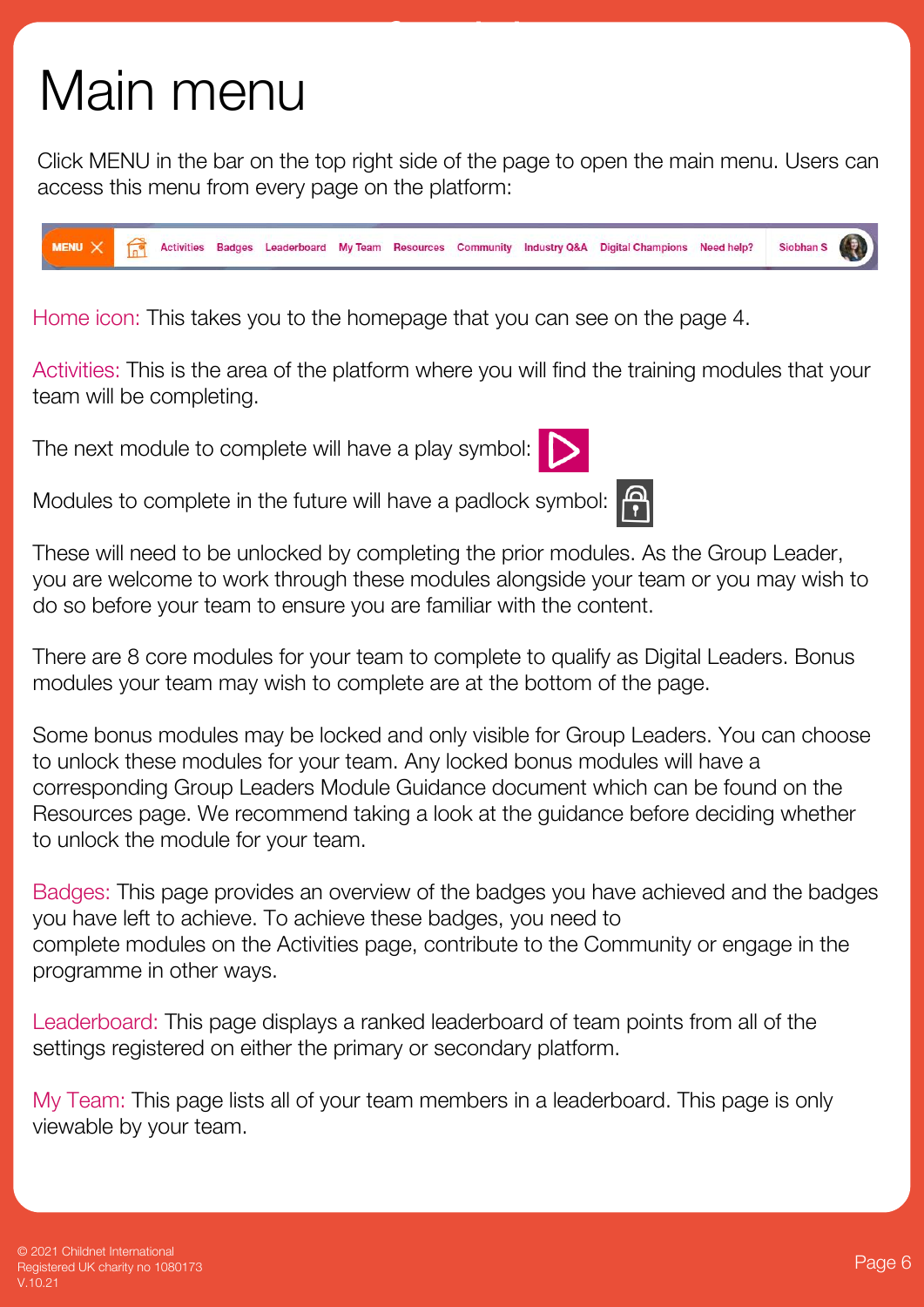# Main menu

Click MENU in the bar on the top right side of the page to open the main menu. Users can access this menu from every page on the platform:

MENU ✕ | Activities | Badges | Leaderboard | My Team | Resources | Community | Industry Q&A | Digital Champions | Need help? | Siobhan S

Home icon: This takes you to the homepage that you can see on the page 4.

Activities: This is the area of the platform where you will find the training modules that your team will be completing.

The next module to complete will have a play symbol:

Modules to complete in the future will have a padlock symbol:

These will need to be unlocked by completing the prior modules. As the Group Leader, you are welcome to work through these modules alongside your team or you may wish to do so before your team to ensure you are familiar with the content.

There are 8 core modules for your team to complete to qualify as Digital Leaders. Bonus modules your team may wish to complete are at the bottom of the page.

Some bonus modules may be locked and only visible for Group Leaders. You can choose to unlock these modules for your team. Any locked bonus modules will have a corresponding Group Leaders Module Guidance document which can be found on the Resources page. We recommend taking a look at the guidance before deciding whether to unlock the module for your team.

Badges: This page provides an overview of the badges you have achieved and the badges you have left to achieve. To achieve these badges, you need to complete modules on the Activities page, contribute to the Community or engage in the programme in other ways.

Leaderboard: This page displays a ranked leaderboard of team points from all of the settings registered on either the primary or secondary platform.

My Team: This page lists all of your team members in a leaderboard. This page is only viewable by your team.

© 2021 Childnet International
Registered UK charity no 1080173
V.10.21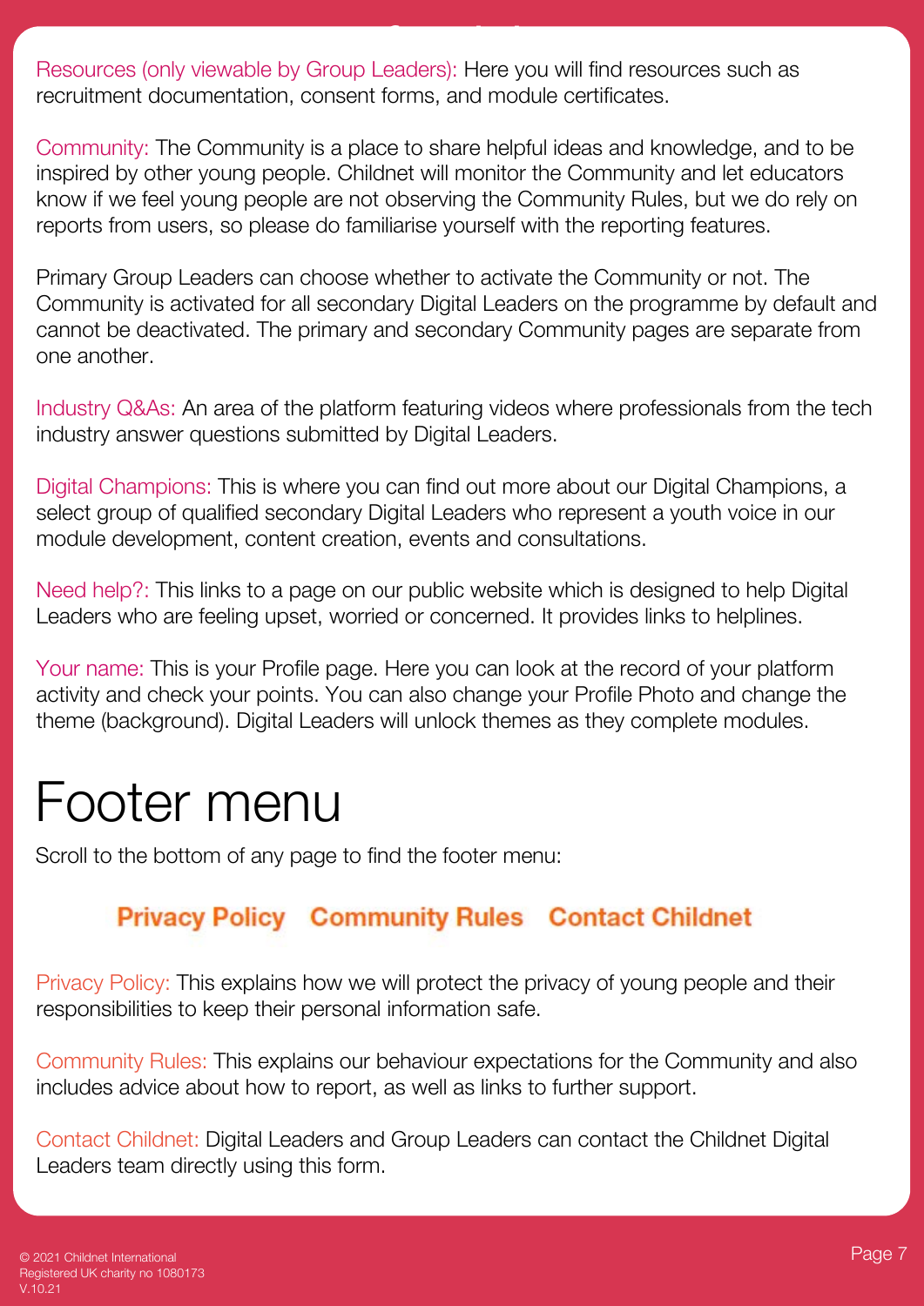Resources (only viewable by Group Leaders): Here you will find resources such as recruitment documentation, consent forms, and module certificates.

Community: The Community is a place to share helpful ideas and knowledge, and to be inspired by other young people. Childnet will monitor the Community and let educators know if we feel young people are not observing the Community Rules, but we do rely on reports from users, so please do familiarise yourself with the reporting features.

Primary Group Leaders can choose whether to activate the Community or not. The Community is activated for all secondary Digital Leaders on the programme by default and cannot be deactivated. The primary and secondary Community pages are separate from one another.

Industry Q&As: An area of the platform featuring videos where professionals from the tech industry answer questions submitted by Digital Leaders.

Digital Champions: This is where you can find out more about our Digital Champions, a select group of qualified secondary Digital Leaders who represent a youth voice in our module development, content creation, events and consultations.

Need help?: This links to a page on our public website which is designed to help Digital Leaders who are feeling upset, worried or concerned. It provides links to helplines.

Your name: This is your Profile page. Here you can look at the record of your platform activity and check your points. You can also change your Profile Photo and change the theme (background). Digital Leaders will unlock themes as they complete modules.

# Footer menu

Scroll to the bottom of any page to find the footer menu:

**Privacy Policy   Community Rules   Contact Childnet**

Privacy Policy: This explains how we will protect the privacy of young people and their responsibilities to keep their personal information safe.

Community Rules: This explains our behaviour expectations for the Community and also includes advice about how to report, as well as links to further support.

Contact Childnet: Digital Leaders and Group Leaders can contact the Childnet Digital Leaders team directly using this form.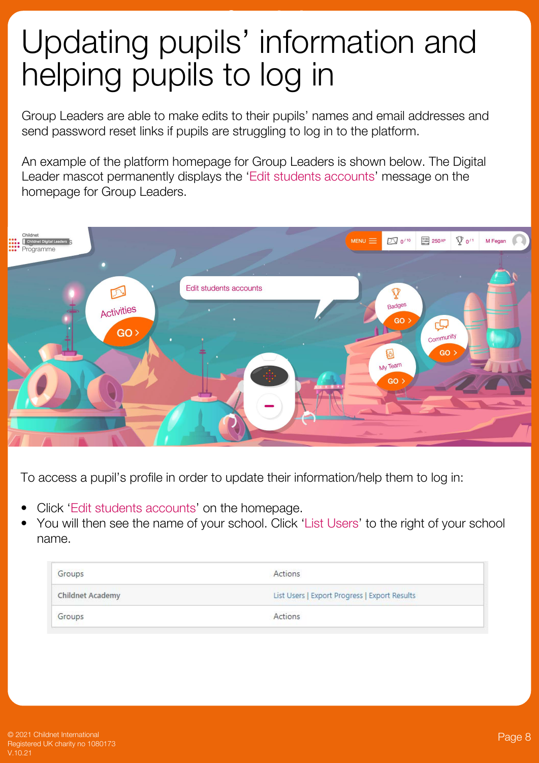# Updating pupils' information and helping pupils to log in

Group Leaders are able to make edits to their pupils' names and email addresses and send password reset links if pupils are struggling to log in to the platform.

An example of the platform homepage for Group Leaders is shown below. The Digital Leader mascot permanently displays the 'Edit students accounts' message on the homepage for Group Leaders.

To access a pupil's profile in order to update their information/help them to log in:

- Click 'Edit students accounts' on the homepage.
- You will then see the name of your school. Click 'List Users' to the right of your school name.

| Groups | Actions |
|---|---|
| Childnet Academy | List Users \| Export Progress \| Export Results |
| Groups | Actions |

© 2021 Childnet International
Registered UK charity no 1080173
V.10.21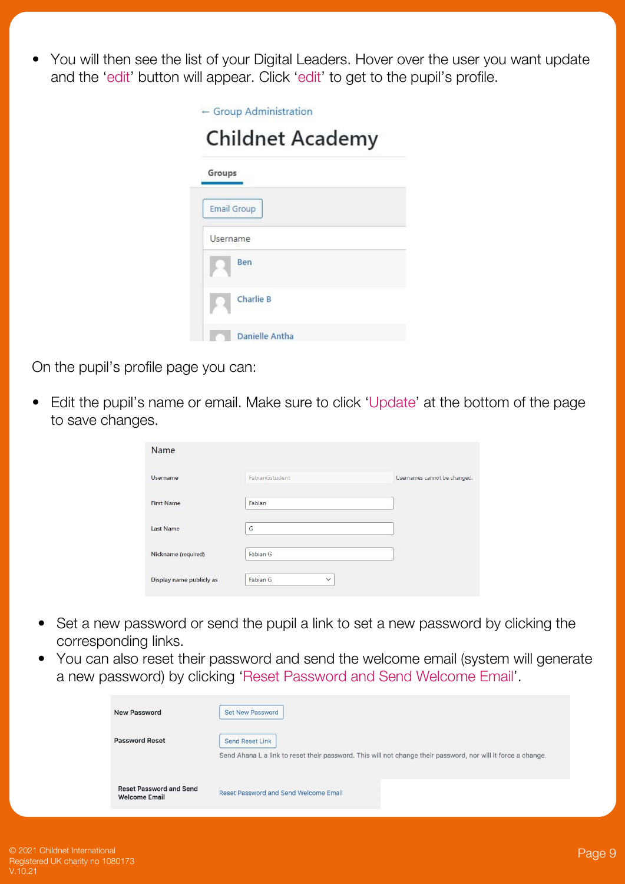- You will then see the list of your Digital Leaders. Hover over the user you want update and the 'edit' button will appear. Click 'edit' to get to the pupil's profile.

← Group Administration

Childnet Academy

Groups

Email Group

Username

Ben

Charlie B

Danielle Antha

On the pupil's profile page you can:

- Edit the pupil's name or email. Make sure to click 'Update' at the bottom of the page to save changes.

Name

| | | |
|---|---|---|
| Username | FabianGstudent | Usernames cannot be changed. |
| First Name | Fabian | |
| Last Name | G | |
| Nickname (required) | Fabian G | |
| Display name publicly as | Fabian G | |

- Set a new password or send the pupil a link to set a new password by clicking the corresponding links.
- You can also reset their password and send the welcome email (system will generate a new password) by clicking 'Reset Password and Send Welcome Email'.

| | |
|---|---|
| New Password | Set New Password |
| Password Reset | Send Reset Link<br>Send Ahana L a link to reset their password. This will not change their password, nor will it force a change. |
| Reset Password and Send Welcome Email | Reset Password and Send Welcome Email |

© 2021 Childnet International
Registered UK charity no 1080173
V.10.21